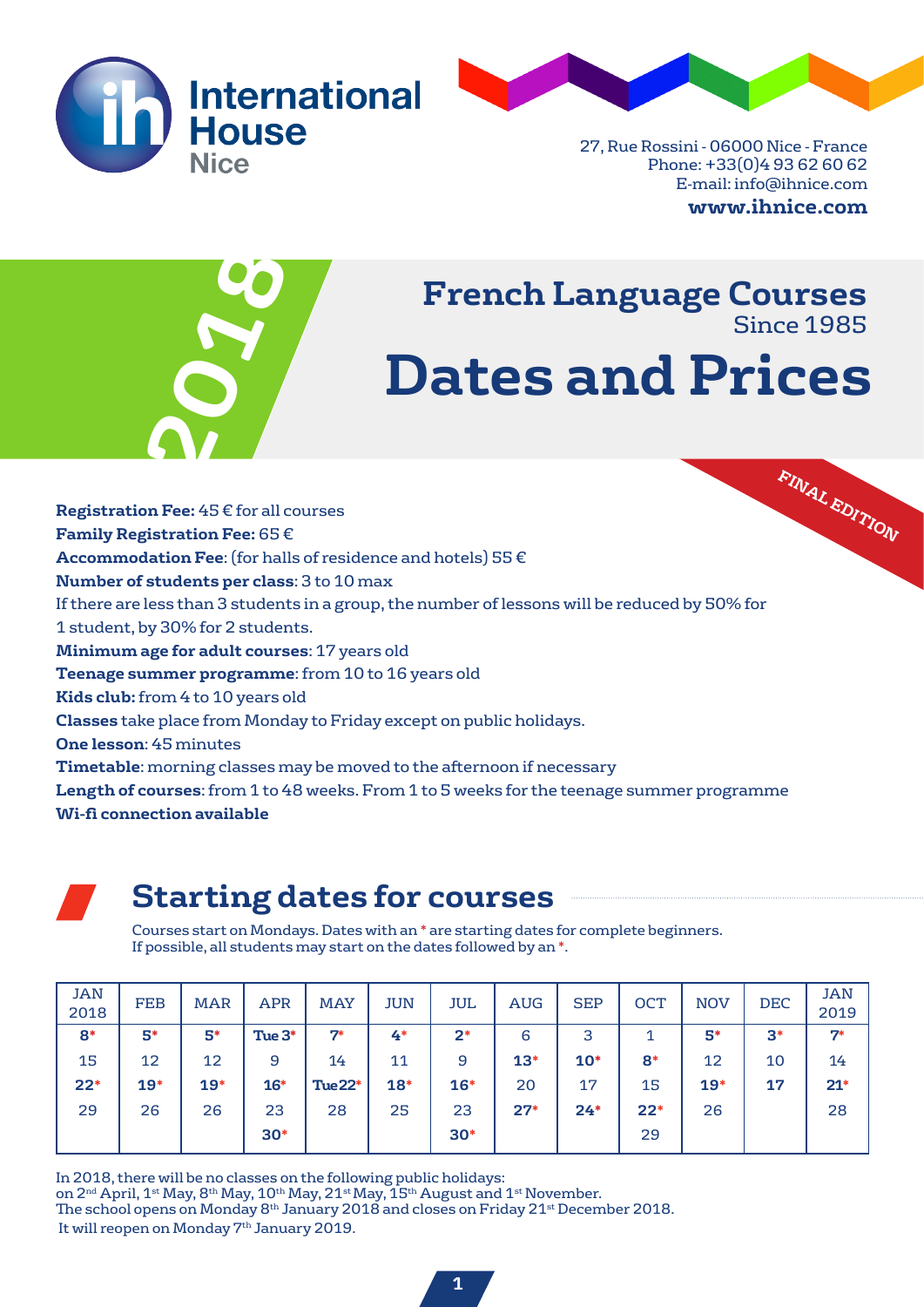# International House Nice

27, Rue Rossini - 06000 Nice - France
Phone: +33(0)4 93 62 60 62
E-mail: info@ihnice.com
**www.ihnice.com**

2018

## French Language Courses
Since 1985

# Dates and Prices

*FINAL EDITION*

**Registration Fee:** 45 € for all courses
**Family Registration Fee:** 65 €
**Accommodation Fee**: (for halls of residence and hotels) 55 €
**Number of students per class**: 3 to 10 max
If there are less than 3 students in a group, the number of lessons will be reduced by 50% for 1 student, by 30% for 2 students.
**Minimum age for adult courses**: 17 years old
**Teenage summer programme**: from 10 to 16 years old
**Kids club:** from 4 to 10 years old
**Classes** take place from Monday to Friday except on public holidays.
**One lesson**: 45 minutes
**Timetable**: morning classes may be moved to the afternoon if necessary
**Length of courses**: from 1 to 48 weeks. From 1 to 5 weeks for the teenage summer programme
**Wi-fi connection available**

## Starting dates for courses

Courses start on Mondays. Dates with an * are starting dates for complete beginners.
If possible, all students may start on the dates followed by an *.

| JAN 2018 | FEB | MAR | APR | MAY | JUN | JUL | AUG | SEP | OCT | NOV | DEC | JAN 2019 |
|---|---|---|---|---|---|---|---|---|---|---|---|---|
| **8*** | **5*** | **5*** | **Tue 3*** | **7*** | **4*** | **2*** | 6 | 3 | 1 | **5*** | **3*** | **7*** |
| 15 | 12 | 12 | 9 | 14 | 11 | 9 | **13*** | **10*** | **8*** | 12 | 10 | 14 |
| **22*** | **19*** | **19*** | **16*** | **Tue 22*** | **18*** | **16*** | 20 | 17 | 15 | **19*** | **17** | **21*** |
| 29 | 26 | 26 | 23 | 28 | 25 | 23 | **27*** | **24*** | **22*** | 26 | | 28 |
| | | | **30*** | | | **30*** | | | 29 | | | |

In 2018, there will be no classes on the following public holidays:
on 2nd April, 1st May, 8th May, 10th May, 21st May, 15th August and 1st November.
The school opens on Monday 8th January 2018 and closes on Friday 21st December 2018.
It will reopen on Monday 7th January 2019.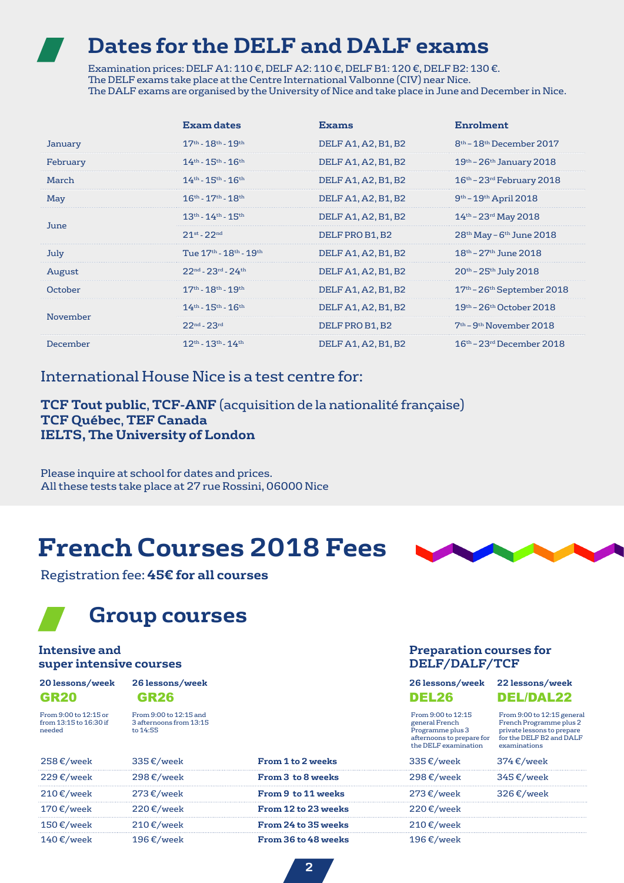# Dates for the DELF and DALF exams

Examination prices: DELF A1: 110 €, DELF A2: 110 €, DELF B1: 120 €, DELF B2: 130 €.
The DELF exams take place at the Centre International Valbonne (CIV) near Nice.
The DALF exams are organised by the University of Nice and take place in June and December in Nice.

| | Exam dates | Exams | Enrolment |
|---|---|---|---|
| January | 17th - 18th - 19th | DELF A1, A2, B1, B2 | 8th – 18th December 2017 |
| February | 14th - 15th - 16th | DELF A1, A2, B1, B2 | 19th – 26th January 2018 |
| March | 14th - 15th - 16th | DELF A1, A2, B1, B2 | 16th – 23rd February 2018 |
| May | 16th - 17th - 18th | DELF A1, A2, B1, B2 | 9th – 19th April 2018 |
| June | 13th - 14th - 15th | DELF A1, A2, B1, B2 | 14th – 23rd May 2018 |
| | 21st - 22nd | DELF PRO B1, B2 | 28th May – 6th June 2018 |
| July | Tue 17th - 18th - 19th | DELF A1, A2, B1, B2 | 18th – 27th June 2018 |
| August | 22nd - 23rd - 24th | DELF A1, A2, B1, B2 | 20th – 25th July 2018 |
| October | 17th - 18th - 19th | DELF A1, A2, B1, B2 | 17th – 26th September 2018 |
| November | 14th - 15th - 16th | DELF A1, A2, B1, B2 | 19th – 26th October 2018 |
| | 22nd - 23rd | DELF PRO B1, B2 | 7th – 9th November 2018 |
| December | 12th - 13th - 14th | DELF A1, A2, B1, B2 | 16th – 23rd December 2018 |

## International House Nice is a test centre for:

**TCF Tout public**, **TCF-ANF** (acquisition de la nationalité française)
**TCF Québec**, **TEF Canada**
**IELTS, The University of London**

Please inquire at school for dates and prices.
All these tests take place at 27 rue Rossini, 06000 Nice

# French Courses 2018 Fees

Registration fee: **45€ for all courses**

## Group courses

| Intensive and super intensive courses | | | Preparation courses for DELF/DALF/TCF | |
|---|---|---|---|---|
| **20 lessons/week** **GR20** From 9:00 to 12:15 or from 13:15 to 16:30 if needed | **26 lessons/week** **GR26** From 9:00 to 12:15 and 3 afternoons from 13:15 to 14:55 | | **26 lessons/week** **DEL26** From 9:00 to 12:15 general French Programme plus 3 afternoons to prepare for the DELF examination | **22 lessons/week** **DEL/DAL22** From 9:00 to 12:15 general French Programme plus 2 private lessons to prepare for the DELF B2 and DALF examinations |
| 258 €/week | 335 €/week | **From 1 to 2 weeks** | 335 €/week | 374 €/week |
| 229 €/week | 298 €/week | **From 3 to 8 weeks** | 298 €/week | 345 €/week |
| 210 €/week | 273 €/week | **From 9 to 11 weeks** | 273 €/week | 326 €/week |
| 170 €/week | 220 €/week | **From 12 to 23 weeks** | 220 €/week | |
| 150 €/week | 210 €/week | **From 24 to 35 weeks** | 210 €/week | |
| 140 €/week | 196 €/week | **From 36 to 48 weeks** | 196 €/week | |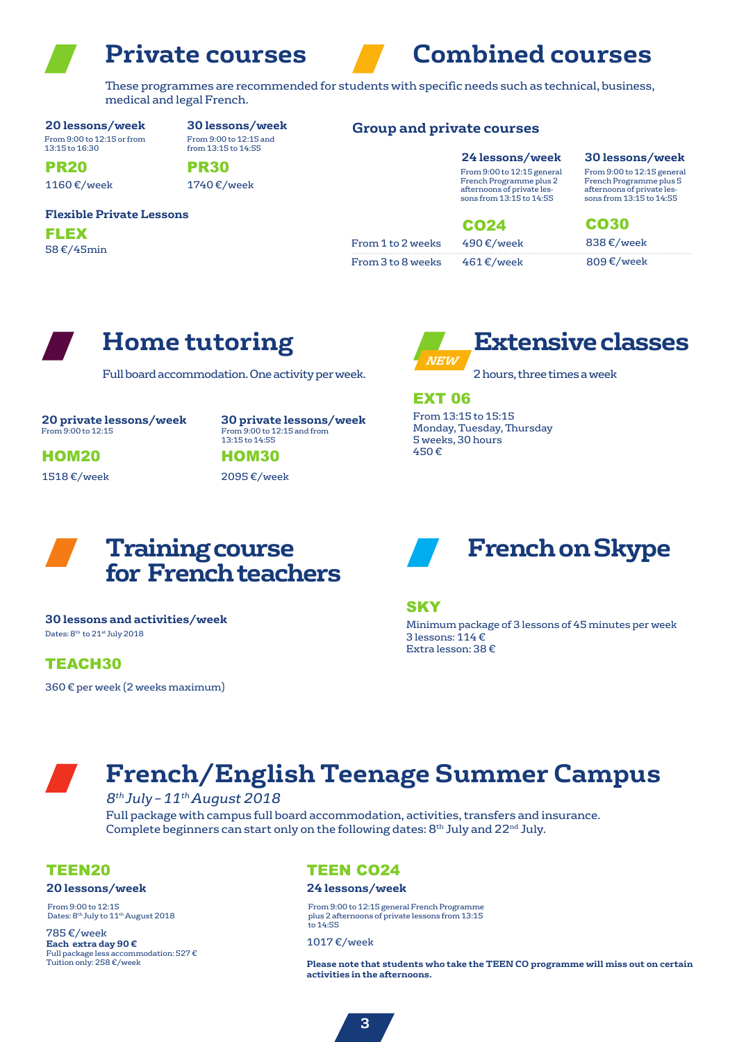# Private courses

# Combined courses

These programmes are recommended for students with specific needs such as technical, business, medical and legal French.

**20 lessons/week**
From 9:00 to 12:15 or from 13:15 to 16:30

**PR20**

1160 €/week

**30 lessons/week**
From 9:00 to 12:15 and from 13:15 to 14:55

**PR30**

1740 €/week

**Flexible Private Lessons**

**FLEX**

58 €/45min

### Group and private courses

| | **24 lessons/week**<br>From 9:00 to 12:15 general French Programme plus 2 afternoons of private lessons from 13:15 to 14:55 | **30 lessons/week**<br>From 9:00 to 12:15 general French Programme plus 5 afternoons of private lessons from 13:15 to 14:55 |
|---|---|---|
| | **CO24** | **CO30** |
| From 1 to 2 weeks | 490 €/week | 838 €/week |
| From 3 to 8 weeks | 461 €/week | 809 €/week |

# Home tutoring

Full board accommodation. One activity per week.

**20 private lessons/week**
From 9:00 to 12:15

**HOM20**

1518 €/week

**30 private lessons/week**
From 9:00 to 12:15 and from 13:15 to 14:55

**HOM30**

2095 €/week

# Extensive classes

*NEW*

2 hours, three times a week

**EXT 06**

From 13:15 to 15:15
Monday, Tuesday, Thursday
5 weeks, 30 hours
450 €

# Training course for French teachers

**30 lessons and activities/week**
Dates: 8th to 21st July 2018

**TEACH30**

360 € per week (2 weeks maximum)

# French on Skype

**SKY**

Minimum package of 3 lessons of 45 minutes per week
3 lessons: 114 €
Extra lesson: 38 €

# French/English Teenage Summer Campus

*8th July – 11th August 2018*

Full package with campus full board accommodation, activities, transfers and insurance.
Complete beginners can start only on the following dates: 8th July and 22nd July.

**TEEN20**

**20 lessons/week**

From 9:00 to 12:15
Dates: 8th July to 11th August 2018

785 €/week
**Each extra day 90 €**
Full package less accommodation: 527 €
Tuition only: 258 €/week

**TEEN CO24**

**24 lessons/week**

From 9:00 to 12:15 general French Programme plus 2 afternoons of private lessons from 13:15 to 14:55

1017 €/week

**Please note that students who take the TEEN CO programme will miss out on certain activities in the afternoons.**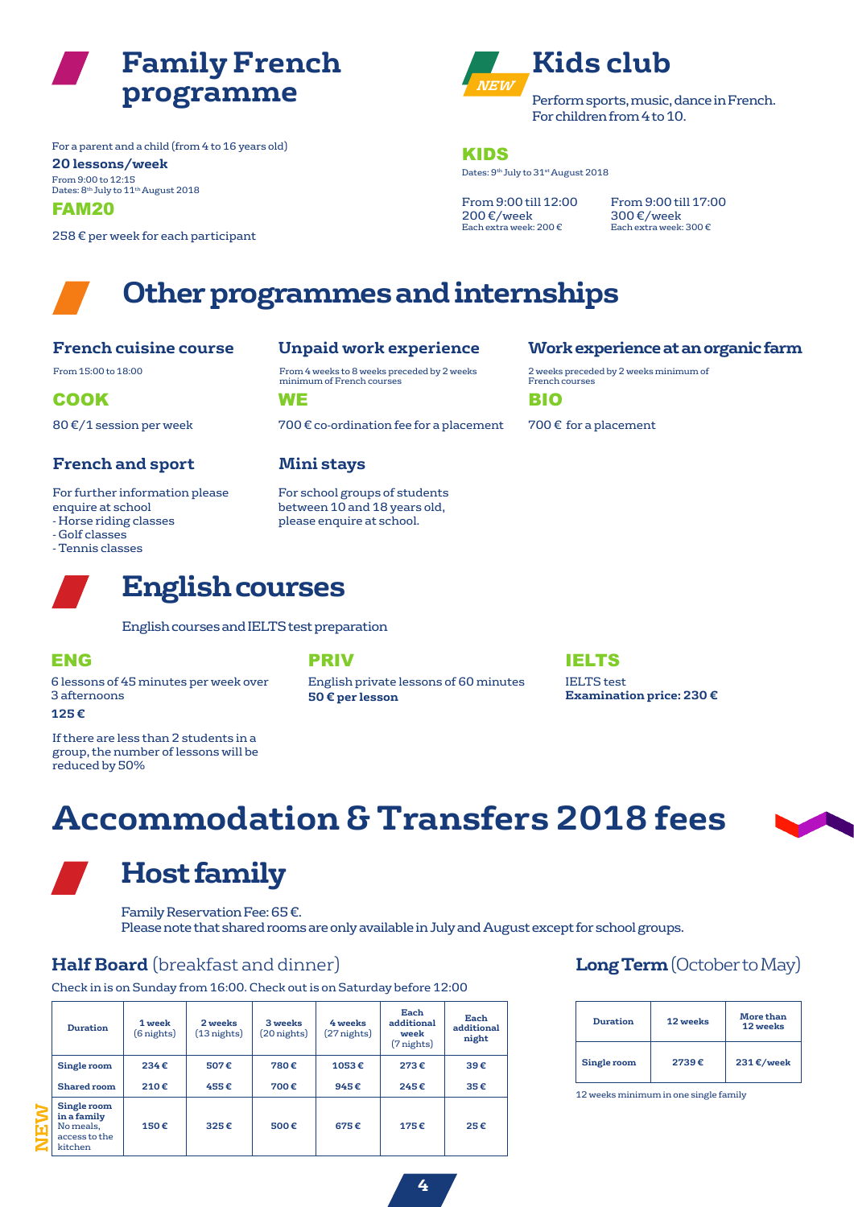## Family French programme

For a parent and a child (from 4 to 16 years old)

**20 lessons/week**

From 9:00 to 12:15
Dates: 8th July to 11th August 2018

### FAM20

258 € per week for each participant

## Kids club

*NEW*

Perform sports, music, dance in French.
For children from 4 to 10.

### KIDS

Dates: 9th July to 31st August 2018

From 9:00 till 12:00
200 €/week
Each extra week: 200 €

From 9:00 till 17:00
300 €/week
Each extra week: 300 €

# Other programmes and internships

### French cuisine course

From 15:00 to 18:00

**COOK**

80 €/1 session per week

### Unpaid work experience

From 4 weeks to 8 weeks preceded by 2 weeks minimum of French courses

**WE**

700 € co-ordination fee for a placement

### Work experience at an organic farm

2 weeks preceded by 2 weeks minimum of French courses

**BIO**

700 € for a placement

### French and sport

For further information please enquire at school
- Horse riding classes
- Golf classes
- Tennis classes

### Mini stays

For school groups of students between 10 and 18 years old, please enquire at school.

# English courses

English courses and IELTS test preparation

### ENG

6 lessons of 45 minutes per week over 3 afternoons

**125 €**

If there are less than 2 students in a group, the number of lessons will be reduced by 50%

### PRIV

English private lessons of 60 minutes
**50 € per lesson**

### IELTS

IELTS test
**Examination price: 230 €**

# Accommodation & Transfers 2018 fees

## Host family

Family Reservation Fee: 65 €.
Please note that shared rooms are only available in July and August except for school groups.

### Half Board (breakfast and dinner)

Check in is on Sunday from 16:00. Check out is on Saturday before 12:00

| Duration | 1 week (6 nights) | 2 weeks (13 nights) | 3 weeks (20 nights) | 4 weeks (27 nights) | Each additional week (7 nights) | Each additional night |
|---|---|---|---|---|---|---|
| Single room | 234 € | 507 € | 780 € | 1053 € | 273 € | 39 € |
| Shared room | 210 € | 455 € | 700 € | 945 € | 245 € | 35 € |
| NEW Single room in a family No meals, access to the kitchen | 150 € | 325 € | 500 € | 675 € | 175 € | 25 € |

### Long Term (October to May)

| Duration | 12 weeks | More than 12 weeks |
|---|---|---|
| Single room | 2739 € | 231 €/week |

12 weeks minimum in one single family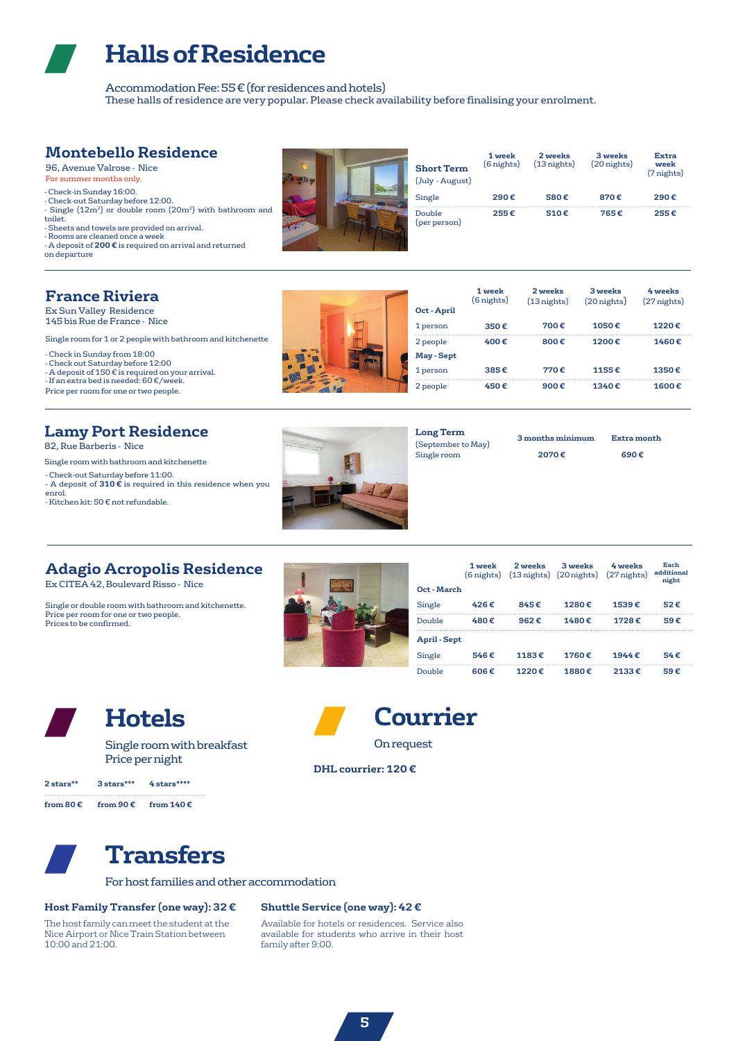# Halls of Residence

Accommodation Fee: 55 € (for residences and hotels)
These halls of residence are very popular. Please check availability before finalising your enrolment.

## Montebello Residence

96, Avenue Valrose - Nice
For summer months only.

- Check-in Sunday 16:00.
- Check-out Saturday before 12:00.
- Single (12m²) or double room (20m²) with bathroom and toilet.
- Sheets and towels are provided on arrival.
- Rooms are cleaned once a week
- A deposit of **200 €** is required on arrival and returned on departure

| **Short Term** (July - August) | **1 week** (6 nights) | **2 weeks** (13 nights) | **3 weeks** (20 nights) | **Extra week** (7 nights) |
|---|---|---|---|---|
| Single | **290 €** | **580 €** | **870 €** | **290 €** |
| Double (per person) | **255 €** | **510 €** | **765 €** | **255 €** |

## France Riviera

Ex Sun Valley Residence
145 bis Rue de France - Nice

Single room for 1 or 2 people with bathroom and kitchenette

- Check in Sunday from 18:00
- Check out Saturday before 12:00
- A deposit of 150 € is required on your arrival.
- If an extra bed is needed: 60 €/week.

Price per room for one or two people.

| | **1 week** (6 nights) | **2 weeks** (13 nights) | **3 weeks** (20 nights) | **4 weeks** (27 nights) |
|---|---|---|---|---|
| **Oct - April** | | | | |
| 1 person | **350 €** | **700 €** | **1050 €** | **1220 €** |
| 2 people | **400 €** | **800 €** | **1200 €** | **1460 €** |
| **May - Sept** | | | | |
| 1 person | **385 €** | **770 €** | **1155 €** | **1350 €** |
| 2 people | **450 €** | **900 €** | **1340 €** | **1600 €** |

## Lamy Port Residence

82, Rue Barberis - Nice

Single room with bathroom and kitchenette

- Check-out Saturday before 11:00.
- A deposit of **310 €** is required in this residence when you enrol.
- Kitchen kit: 50 € not refundable.

| **Long Term** (September to May) | **3 months minimum** | **Extra month** |
|---|---|---|
| Single room | **2070 €** | **690 €** |

## Adagio Acropolis Residence

Ex CITEA 42, Boulevard Risso - Nice

Single or double room with bathroom and kitchenette.
Price per room for one or two people.
Prices to be confirmed.

| | **1 week** (6 nights) | **2 weeks** (13 nights) | **3 weeks** (20 nights) | **4 weeks** (27 nights) | **Each additional night** |
|---|---|---|---|---|---|
| **Oct - March** | | | | | |
| Single | **426 €** | **845 €** | **1280 €** | **1539 €** | **52 €** |
| Double | **480 €** | **962 €** | **1480 €** | **1728 €** | **59 €** |
| **April - Sept** | | | | | |
| Single | **546 €** | **1183 €** | **1760 €** | **1944 €** | **54 €** |
| Double | **606 €** | **1220 €** | **1880 €** | **2133 €** | **59 €** |

# Hotels

Single room with breakfast
Price per night

| **2 stars**** | **3 stars***** | **4 stars****** |
|---|---|---|
| **from 80 €** | **from 90 €** | **from 140 €** |

# Courrier

On request

**DHL courrier: 120 €**

# Transfers

For host families and other accommodation

### Host Family Transfer (one way): 32 €

The host family can meet the student at the Nice Airport or Nice Train Station between 10:00 and 21:00.

### Shuttle Service (one way): 42 €

Available for hotels or residences. Service also available for students who arrive in their host family after 9:00.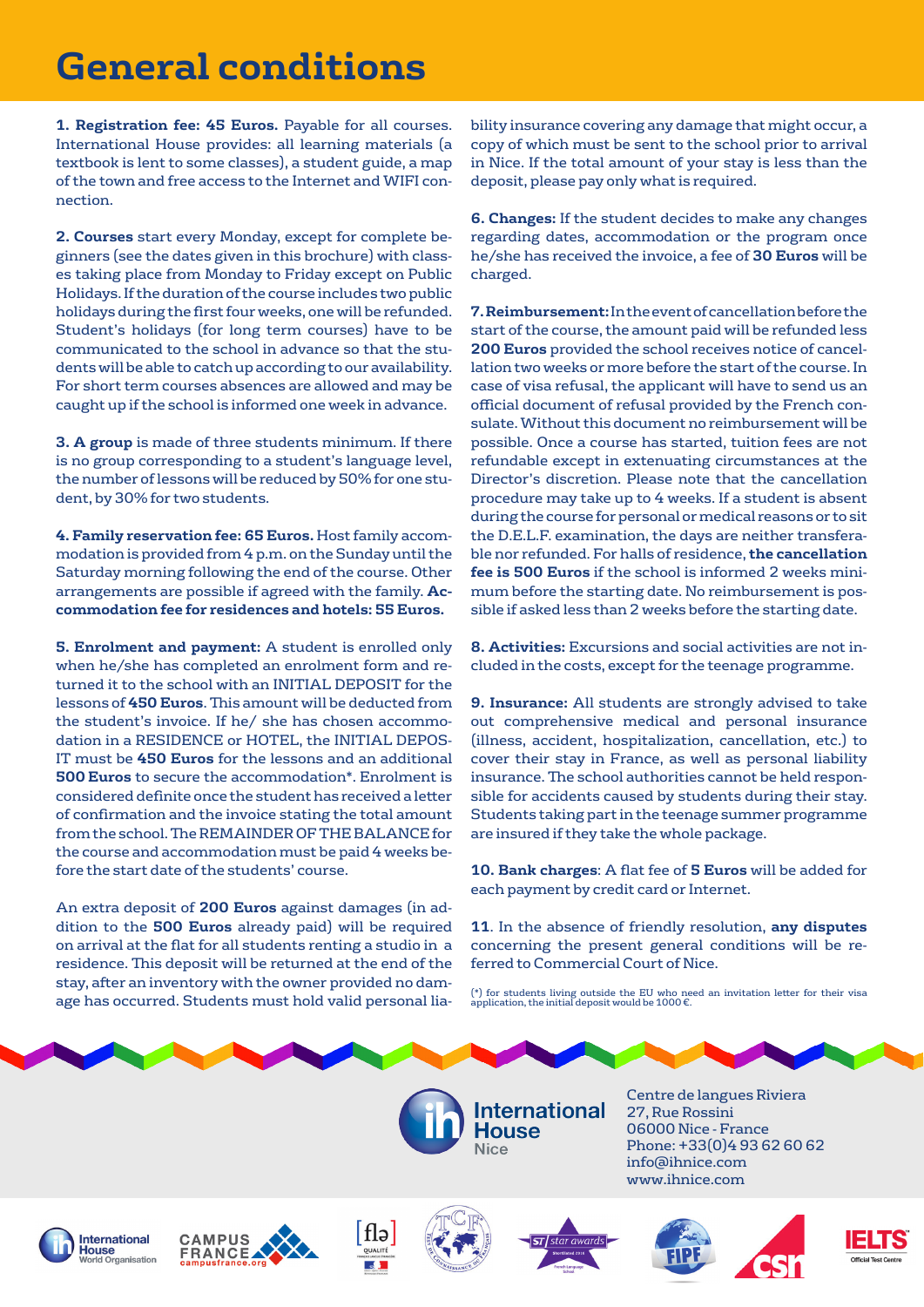# General conditions

**1. Registration fee: 45 Euros.** Payable for all courses. International House provides: all learning materials (a textbook is lent to some classes), a student guide, a map of the town and free access to the Internet and WIFI connection.

**2. Courses** start every Monday, except for complete beginners (see the dates given in this brochure) with classes taking place from Monday to Friday except on Public Holidays. If the duration of the course includes two public holidays during the first four weeks, one will be refunded. Student's holidays (for long term courses) have to be communicated to the school in advance so that the students will be able to catch up according to our availability. For short term courses absences are allowed and may be caught up if the school is informed one week in advance.

**3. A group** is made of three students minimum. If there is no group corresponding to a student's language level, the number of lessons will be reduced by 50% for one student, by 30% for two students.

**4. Family reservation fee: 65 Euros.** Host family accommodation is provided from 4 p.m. on the Sunday until the Saturday morning following the end of the course. Other arrangements are possible if agreed with the family. **Accommodation fee for residences and hotels: 55 Euros.**

**5. Enrolment and payment:** A student is enrolled only when he/she has completed an enrolment form and returned it to the school with an INITIAL DEPOSIT for the lessons of **450 Euros**. This amount will be deducted from the student's invoice. If he/ she has chosen accommodation in a RESIDENCE or HOTEL, the INITIAL DEPOSIT must be **450 Euros** for the lessons and an additional **500 Euros** to secure the accommodation*. Enrolment is considered definite once the student has received a letter of confirmation and the invoice stating the total amount from the school. The REMAINDER OF THE BALANCE for the course and accommodation must be paid 4 weeks before the start date of the students' course.

An extra deposit of **200 Euros** against damages (in addition to the **500 Euros** already paid) will be required on arrival at the flat for all students renting a studio in a residence. This deposit will be returned at the end of the stay, after an inventory with the owner provided no damage has occurred. Students must hold valid personal liability insurance covering any damage that might occur, a copy of which must be sent to the school prior to arrival in Nice. If the total amount of your stay is less than the deposit, please pay only what is required.

**6. Changes:** If the student decides to make any changes regarding dates, accommodation or the program once he/she has received the invoice, a fee of **30 Euros** will be charged.

**7. Reimbursement:** In the event of cancellation before the start of the course, the amount paid will be refunded less **200 Euros** provided the school receives notice of cancellation two weeks or more before the start of the course. In case of visa refusal, the applicant will have to send us an official document of refusal provided by the French consulate. Without this document no reimbursement will be possible. Once a course has started, tuition fees are not refundable except in extenuating circumstances at the Director's discretion. Please note that the cancellation procedure may take up to 4 weeks. If a student is absent during the course for personal or medical reasons or to sit the D.E.L.F. examination, the days are neither transferable nor refunded. For halls of residence, **the cancellation fee is 500 Euros** if the school is informed 2 weeks minimum before the starting date. No reimbursement is possible if asked less than 2 weeks before the starting date.

**8. Activities:** Excursions and social activities are not included in the costs, except for the teenage programme.

**9. Insurance:** All students are strongly advised to take out comprehensive medical and personal insurance (illness, accident, hospitalization, cancellation, etc.) to cover their stay in France, as well as personal liability insurance. The school authorities cannot be held responsible for accidents caused by students during their stay. Students taking part in the teenage summer programme are insured if they take the whole package.

**10. Bank charges**: A flat fee of **5 Euros** will be added for each payment by credit card or Internet.

**11**. In the absence of friendly resolution, **any disputes** concerning the present general conditions will be referred to Commercial Court of Nice.

(*) for students living outside the EU who need an invitation letter for their visa application, the initial deposit would be 1000 €.

International House Nice

Centre de langues Riviera
27, Rue Rossini
06000 Nice - France
Phone: +33(0)4 93 62 60 62
info@ihnice.com
www.ihnice.com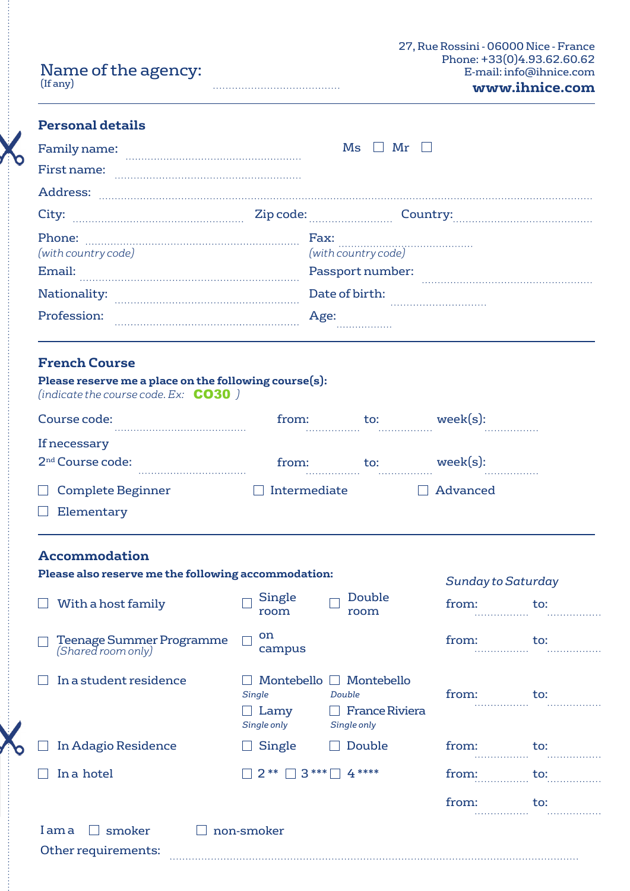27, Rue Rossini - 06000 Nice - France
Phone: +33(0)4.93.62.60.62
E-mail: info@ihnice.com
**www.ihnice.com**

Name of the agency: ........................................
(If any)

## Personal details

Family name: ........................................................ Ms ☐ Mr ☐

First name: ........................................................

Address: ........................................................................................................................

City: ........................................................ Zip code: ........................ Country: ............................................

Phone: ........................................................ Fax: ............................................
*(with country code)* *(with country code)*

Email: ........................................................ Passport number: ........................................................

Nationality: ........................................................ Date of birth: ..............................

Profession: ........................................................ Age: ..................

## French Course

**Please reserve me a place on the following course(s):**
*(indicate the course code. Ex:* **CO30** *)*

Course code: ........................................ from: ................. to: ................. week(s): .................

If necessary
2nd Course code: ........................................ from: ................. to: ................. week(s): .................

☐ Complete Beginner ☐ Intermediate ☐ Advanced

☐ Elementary

## Accommodation

**Please also reserve me the following accommodation:**

*Sunday to Saturday*

| | | | |
|---|---|---|---|
| ☐ With a host family | ☐ Single room | ☐ Double room | from: ................. to: ................. |
| ☐ Teenage Summer Programme *(Shared room only)* | ☐ on campus | | from: ................. to: ................. |
| ☐ In a student residence | ☐ Montebello *Single* ☐ Lamy *Single only* | ☐ Montebello *Double* ☐ France Riviera *Single only* | from: ................. to: ................. |
| ☐ In Adagio Residence | ☐ Single | ☐ Double | from: ................. to: ................. |
| ☐ In a hotel | ☐ 2 ** ☐ 3 *** | ☐ 4 **** | from: ................. to: ................. |
| | | | from: ................. to: ................. |

I am a ☐ smoker ☐ non-smoker

Other requirements: ........................................................................................................................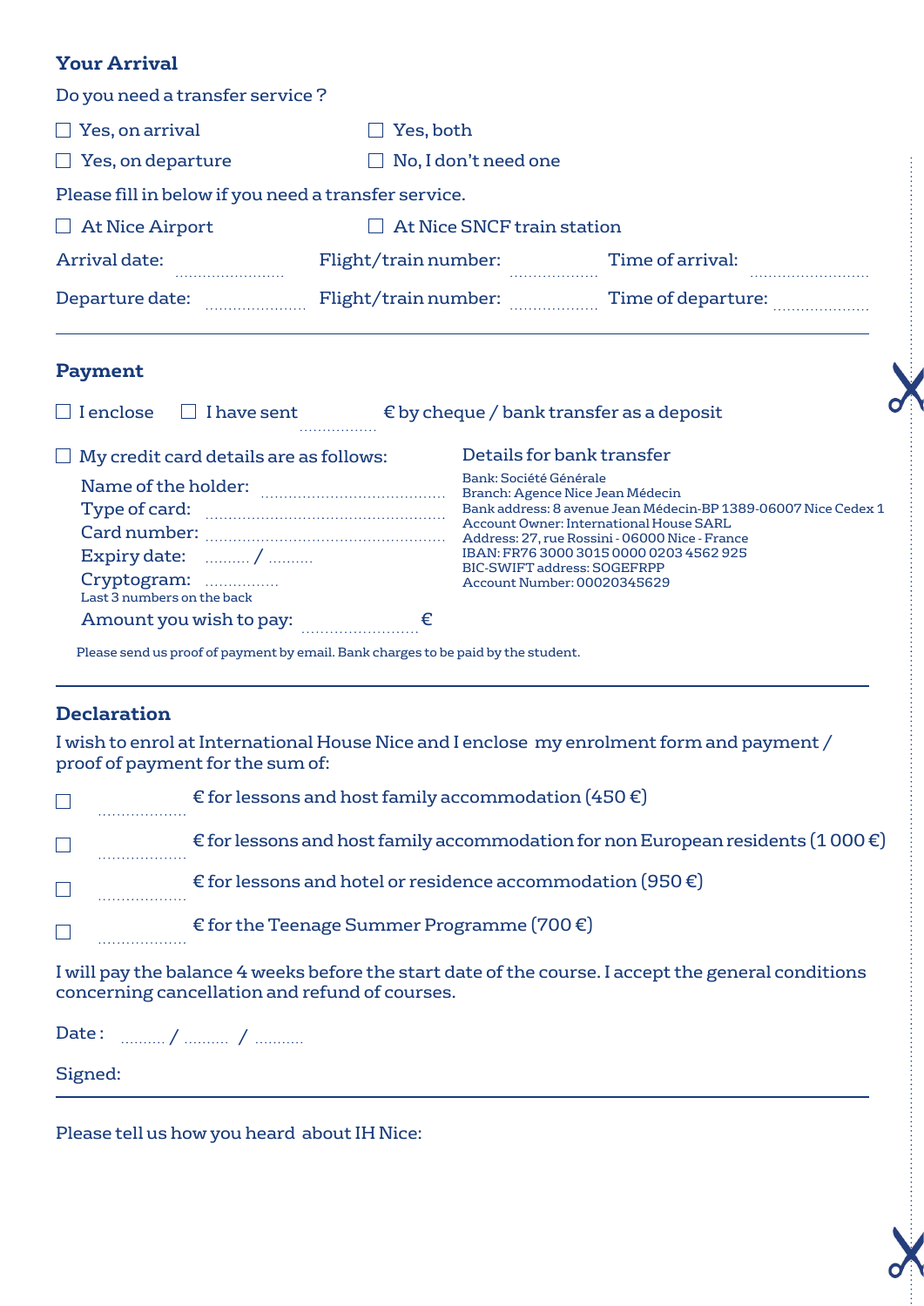## Your Arrival

Do you need a transfer service ?

☐ Yes, on arrival ☐ Yes, both

☐ Yes, on departure ☐ No, I don't need one

Please fill in below if you need a transfer service.

☐ At Nice Airport ☐ At Nice SNCF train station

Arrival date: ........................ Flight/train number: .................. Time of arrival: ..........................

Departure date: ..................... Flight/train number: .................. Time of departure: ....................

---

## Payment

☐ I enclose ☐ I have sent ................ € by cheque / bank transfer as a deposit

☐ My credit card details are as follows:

Name of the holder: ........................................

Type of card: ..................................................

Card number: ..................................................

Expiry date: .......... / ..........

Cryptogram: ................
Last 3 numbers on the back

Amount you wish to pay: ........................ €

**Details for bank transfer**

Bank: Société Générale
Branch: Agence Nice Jean Médecin
Bank address: 8 avenue Jean Médecin-BP 1389-06007 Nice Cedex 1
Account Owner: International House SARL
Address: 27, rue Rossini - 06000 Nice - France
IBAN: FR76 3000 3015 0000 0203 4562 925
BIC-SWIFT address: SOGEFRPP
Account Number: 00020345629

Please send us proof of payment by email. Bank charges to be paid by the student.

---

## Declaration

I wish to enrol at International House Nice and I enclose my enrolment form and payment / proof of payment for the sum of:

☐ .................. € for lessons and host family accommodation (450 €)

☐ .................. € for lessons and host family accommodation for non European residents (1 000 €)

☐ .................. € for lessons and hotel or residence accommodation (950 €)

☐ .................. € for the Teenage Summer Programme (700 €)

I will pay the balance 4 weeks before the start date of the course. I accept the general conditions concerning cancellation and refund of courses.

Date : .......... / .......... / ..........

Signed:

---

Please tell us how you heard about IH Nice: